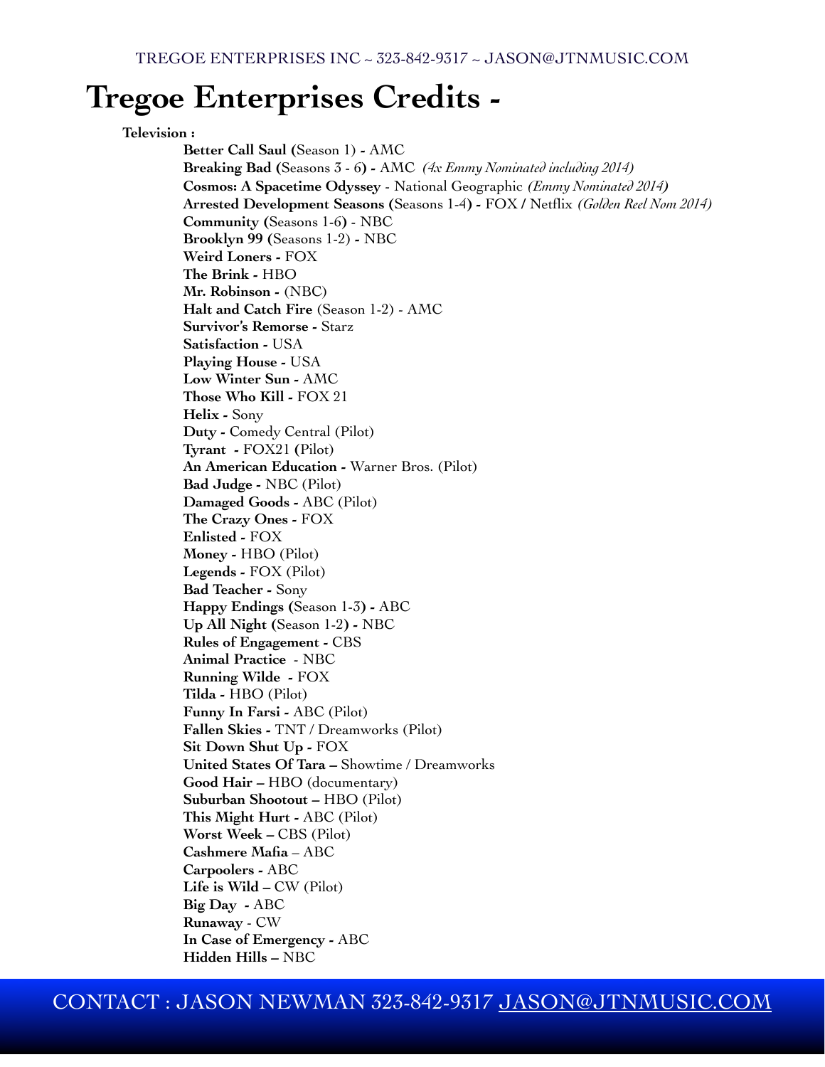# Tregoe Enterprises Credits -

**Television :**

**Better Call Saul (**Season 1) **-** AMC
**Breaking Bad (**Seasons 3 - 6**) -** AMC *(4x Emmy Nominated including 2014)*
**Cosmos: A Spacetime Odyssey** - National Geographic *(Emmy Nominated 2014)*
**Arrested Development Seasons (**Seasons 1-4**) -** FOX **/** Netflix *(Golden Reel Nom 2014)*
**Community (**Seasons 1-6**)** - NBC
**Brooklyn 99 (**Seasons 1-2) **-** NBC
**Weird Loners -** FOX
**The Brink -** HBO
**Mr. Robinson -** (NBC)
**Halt and Catch Fire** (Season 1-2) - AMC
**Survivor's Remorse -** Starz
**Satisfaction -** USA
**Playing House -** USA
**Low Winter Sun -** AMC
**Those Who Kill -** FOX 21
**Helix -** Sony
**Duty -** Comedy Central (Pilot)
**Tyrant -** FOX21 **(**Pilot)
**An American Education -** Warner Bros. (Pilot)
**Bad Judge -** NBC (Pilot)
**Damaged Goods -** ABC (Pilot)
**The Crazy Ones -** FOX
**Enlisted -** FOX
**Money -** HBO (Pilot)
**Legends -** FOX (Pilot)
**Bad Teacher -** Sony
**Happy Endings (**Season 1-3**) -** ABC
**Up All Night (**Season 1-2**) -** NBC
**Rules of Engagement -** CBS
**Animal Practice** - NBC
**Running Wilde -** FOX
**Tilda -** HBO (Pilot)
**Funny In Farsi -** ABC (Pilot)
**Fallen Skies -** TNT / Dreamworks (Pilot)
**Sit Down Shut Up -** FOX
**United States Of Tara –** Showtime / Dreamworks
**Good Hair –** HBO (documentary)
**Suburban Shootout –** HBO (Pilot)
**This Might Hurt -** ABC (Pilot)
**Worst Week –** CBS (Pilot)
**Cashmere Mafia** – ABC
**Carpoolers -** ABC
**Life is Wild –** CW (Pilot)
**Big Day -** ABC
**Runaway** - CW
**In Case of Emergency -** ABC
**Hidden Hills –** NBC

CONTACT : JASON NEWMAN 323-842-9317 JASON@JTNMUSIC.COM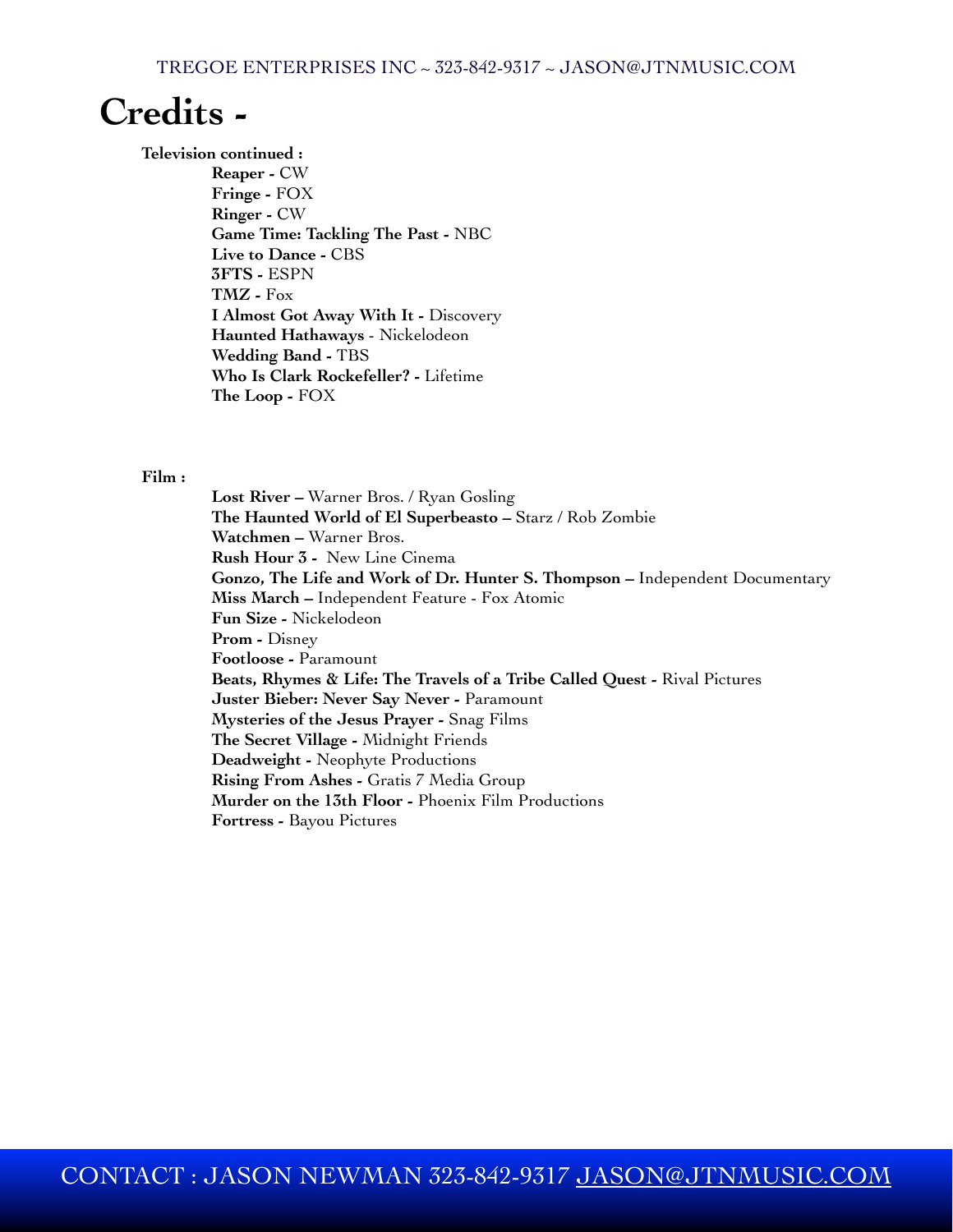# Credits -

**Television continued :**

**Reaper -** CW
**Fringe -** FOX
**Ringer -** CW
**Game Time: Tackling The Past -** NBC
**Live to Dance -** CBS
**3FTS -** ESPN
**TMZ -** Fox
**I Almost Got Away With It -** Discovery
**Haunted Hathaways** - Nickelodeon
**Wedding Band -** TBS
**Who Is Clark Rockefeller? -** Lifetime
**The Loop -** FOX

**Film :**

**Lost River –** Warner Bros. / Ryan Gosling
**The Haunted World of El Superbeasto –** Starz / Rob Zombie
**Watchmen –** Warner Bros.
**Rush Hour 3 -** New Line Cinema
**Gonzo, The Life and Work of Dr. Hunter S. Thompson –** Independent Documentary
**Miss March –** Independent Feature - Fox Atomic
**Fun Size -** Nickelodeon
**Prom -** Disney
**Footloose -** Paramount
**Beats, Rhymes & Life: The Travels of a Tribe Called Quest -** Rival Pictures
**Juster Bieber: Never Say Never -** Paramount
**Mysteries of the Jesus Prayer -** Snag Films
**The Secret Village -** Midnight Friends
**Deadweight -** Neophyte Productions
**Rising From Ashes -** Gratis 7 Media Group
**Murder on the 13th Floor -** Phoenix Film Productions
**Fortress -** Bayou Pictures